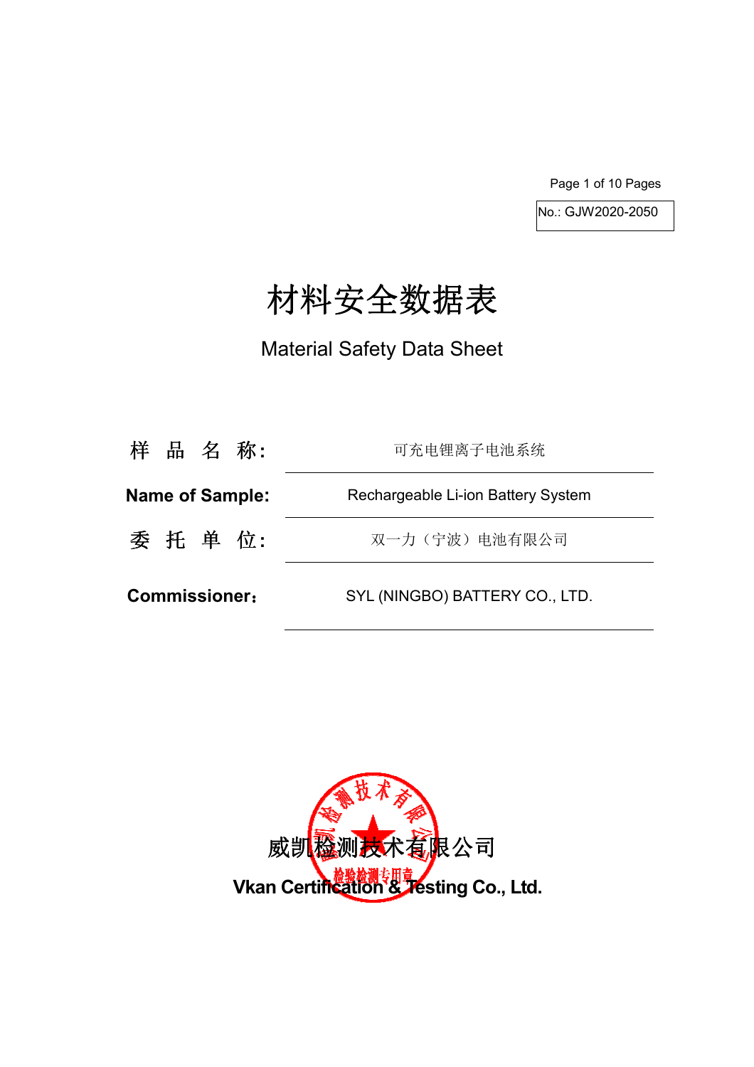No.: GJW2020-2050

# 材料安全数据表

## Material Safety Data Sheet

| | |
|---|---|
| 样 品 名 称: | 可充电锂离子电池系统 |
| **Name of Sample:** | Rechargeable Li-ion Battery System |
| 委 托 单 位: | 双一力（宁波）电池有限公司 |
| **Commissioner:** | SYL (NINGBO) BATTERY CO., LTD. |

威凯检测技术有限公司

**Vkan Certification & Testing Co., Ltd.**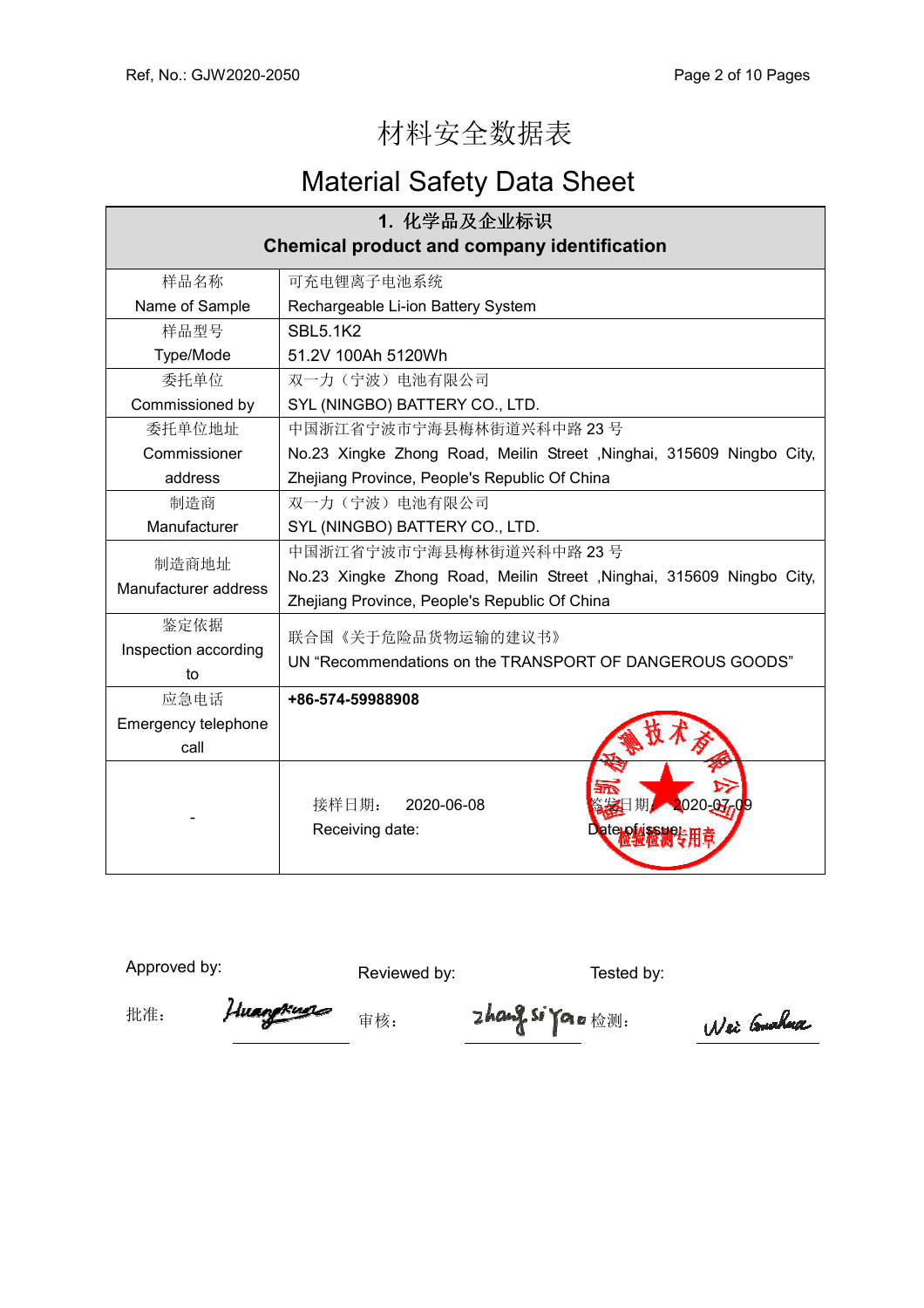# 材料安全数据表

# Material Safety Data Sheet

| 1. 化学品及企业标识<br>Chemical product and company identification | |
|---|---|
| 样品名称<br>Name of Sample | 可充电锂离子电池系统<br>Rechargeable Li-ion Battery System |
| 样品型号<br>Type/Mode | SBL5.1K2<br>51.2V 100Ah 5120Wh |
| 委托单位<br>Commissioned by | 双一力（宁波）电池有限公司<br>SYL (NINGBO) BATTERY CO., LTD. |
| 委托单位地址<br>Commissioner address | 中国浙江省宁波市宁海县梅林街道兴科中路 23 号<br>No.23 Xingke Zhong Road, Meilin Street ,Ninghai, 315609 Ningbo City, Zhejiang Province, People's Republic Of China |
| 制造商<br>Manufacturer | 双一力（宁波）电池有限公司<br>SYL (NINGBO) BATTERY CO., LTD. |
| 制造商地址<br>Manufacturer address | 中国浙江省宁波市宁海县梅林街道兴科中路 23 号<br>No.23 Xingke Zhong Road, Meilin Street ,Ninghai, 315609 Ningbo City, Zhejiang Province, People's Republic Of China |
| 鉴定依据<br>Inspection according to | 联合国《关于危险品货物运输的建议书》<br>UN "Recommendations on the TRANSPORT OF DANGEROUS GOODS" |
| 应急电话<br>Emergency telephone call | **+86-574-59988908** |
| - | 接样日期： 2020-06-08<br>Receiving date: &nbsp;&nbsp;&nbsp; 签发日期： 2020-07-09<br>Date of issue: |

Approved by: 批准： Huangkun

Reviewed by: 审核： zhang siyao

Tested by: 检测： Wei Guohua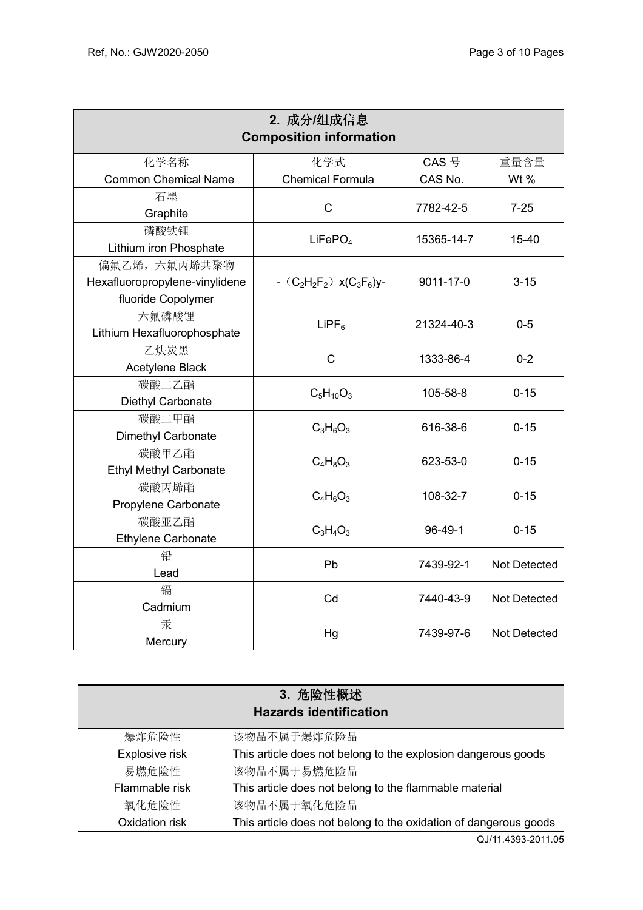## 2. 成分/组成信息 Composition information

| 化学名称<br>Common Chemical Name | 化学式<br>Chemical Formula | CAS 号<br>CAS No. | 重量含量<br>Wt % |
|---|---|---|---|
| 石墨<br>Graphite | C | 7782-42-5 | 7-25 |
| 磷酸铁锂<br>Lithium iron Phosphate | $LiFePO_4$ | 15365-14-7 | 15-40 |
| 偏氟乙烯，六氟丙烯共聚物<br>Hexafluoropropylene-vinylidene fluoride Copolymer | -（$C_2H_2F_2$）x($C_3F_6$)y- | 9011-17-0 | 3-15 |
| 六氟磷酸锂<br>Lithium Hexafluorophosphate | $LiPF_6$ | 21324-40-3 | 0-5 |
| 乙炔炭黑<br>Acetylene Black | C | 1333-86-4 | 0-2 |
| 碳酸二乙酯<br>Diethyl Carbonate | $C_5H_{10}O_3$ | 105-58-8 | 0-15 |
| 碳酸二甲酯<br>Dimethyl Carbonate | $C_3H_6O_3$ | 616-38-6 | 0-15 |
| 碳酸甲乙酯<br>Ethyl Methyl Carbonate | $C_4H_8O_3$ | 623-53-0 | 0-15 |
| 碳酸丙烯酯<br>Propylene Carbonate | $C_4H_6O_3$ | 108-32-7 | 0-15 |
| 碳酸亚乙酯<br>Ethylene Carbonate | $C_3H_4O_3$ | 96-49-1 | 0-15 |
| 铅<br>Lead | Pb | 7439-92-1 | Not Detected |
| 镉<br>Cadmium | Cd | 7440-43-9 | Not Detected |
| 汞<br>Mercury | Hg | 7439-97-6 | Not Detected |

## 3. 危险性概述 Hazards identification

| 爆炸危险性<br>Explosive risk | 该物品不属于爆炸危险品<br>This article does not belong to the explosion dangerous goods |
|---|---|
| 易燃危险性<br>Flammable risk | 该物品不属于易燃危险品<br>This article does not belong to the flammable material |
| 氧化危险性<br>Oxidation risk | 该物品不属于氧化危险品<br>This article does not belong to the oxidation of dangerous goods |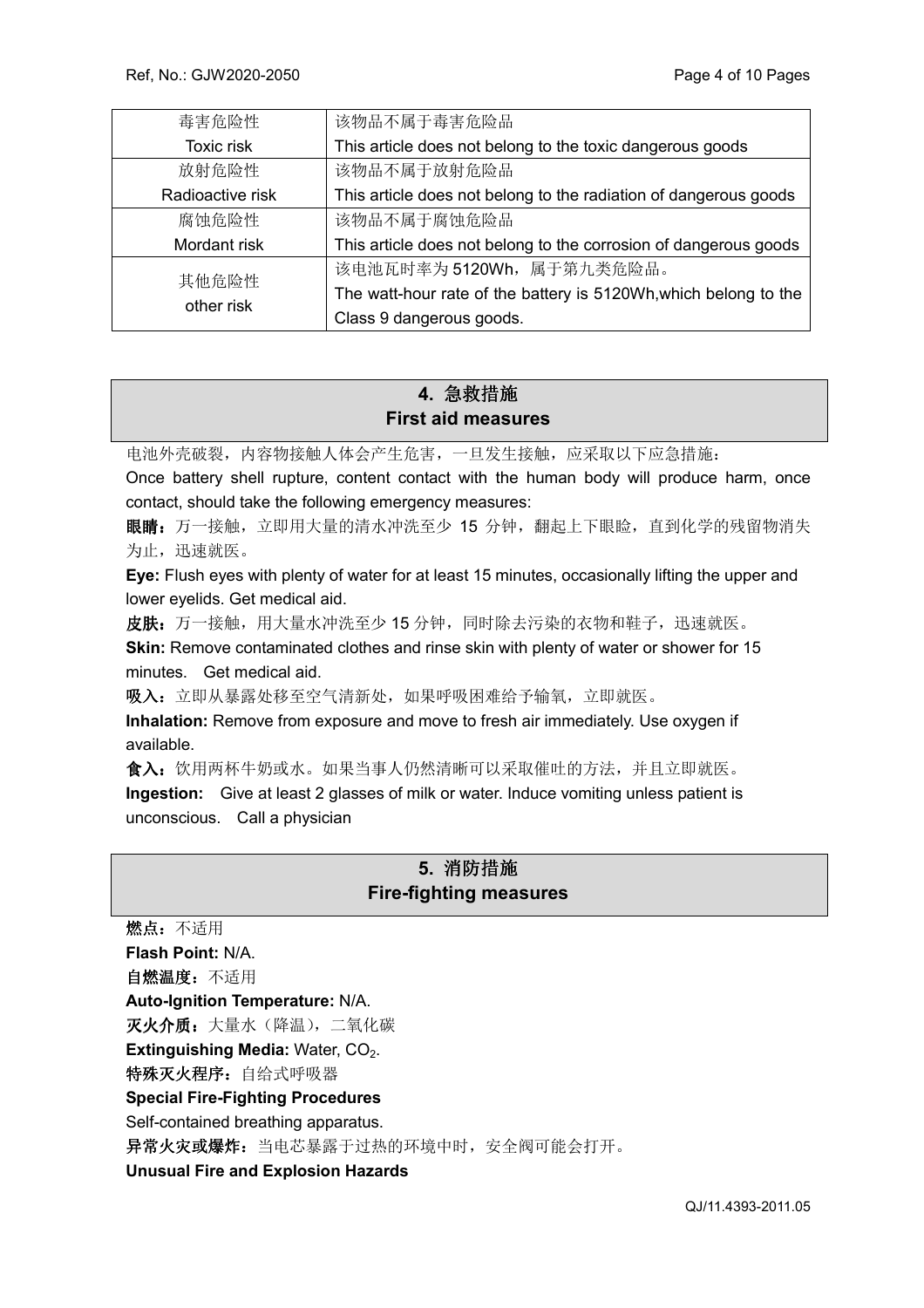| 毒害危险性<br>Toxic risk | 该物品不属于毒害危险品<br>This article does not belong to the toxic dangerous goods |
| --- | --- |
| 放射危险性<br>Radioactive risk | 该物品不属于放射危险品<br>This article does not belong to the radiation of dangerous goods |
| 腐蚀危险性<br>Mordant risk | 该物品不属于腐蚀危险品<br>This article does not belong to the corrosion of dangerous goods |
| 其他危险性<br>other risk | 该电池瓦时率为 5120Wh，属于第九类危险品。<br>The watt-hour rate of the battery is 5120Wh,which belong to the Class 9 dangerous goods. |

## 4. 急救措施 First aid measures

电池外壳破裂，内容物接触人体会产生危害，一旦发生接触，应采取以下应急措施：

Once battery shell rupture, content contact with the human body will produce harm, once contact, should take the following emergency measures:

**眼睛：**万一接触，立即用大量的清水冲洗至少 15 分钟，翻起上下眼睑，直到化学的残留物消失为止，迅速就医。

**Eye:** Flush eyes with plenty of water for at least 15 minutes, occasionally lifting the upper and lower eyelids. Get medical aid.

**皮肤：**万一接触，用大量水冲洗至少 15 分钟，同时除去污染的衣物和鞋子，迅速就医。

**Skin:** Remove contaminated clothes and rinse skin with plenty of water or shower for 15 minutes. Get medical aid.

**吸入：**立即从暴露处移至空气清新处，如果呼吸困难给予输氧，立即就医。

**Inhalation:** Remove from exposure and move to fresh air immediately. Use oxygen if available.

**食入：**饮用两杯牛奶或水。如果当事人仍然清晰可以采取催吐的方法，并且立即就医。

**Ingestion:** Give at least 2 glasses of milk or water. Induce vomiting unless patient is unconscious. Call a physician

## 5. 消防措施 Fire-fighting measures

**燃点：**不适用

**Flash Point:** N/A.

**自燃温度：**不适用

**Auto-Ignition Temperature:** N/A.

**灭火介质：**大量水（降温），二氧化碳

**Extinguishing Media:** Water, $CO_2$.

**特殊灭火程序：**自给式呼吸器

**Special Fire-Fighting Procedures**

Self-contained breathing apparatus.

**异常火灾或爆炸：**当电芯暴露于过热的环境中时，安全阀可能会打开。

**Unusual Fire and Explosion Hazards**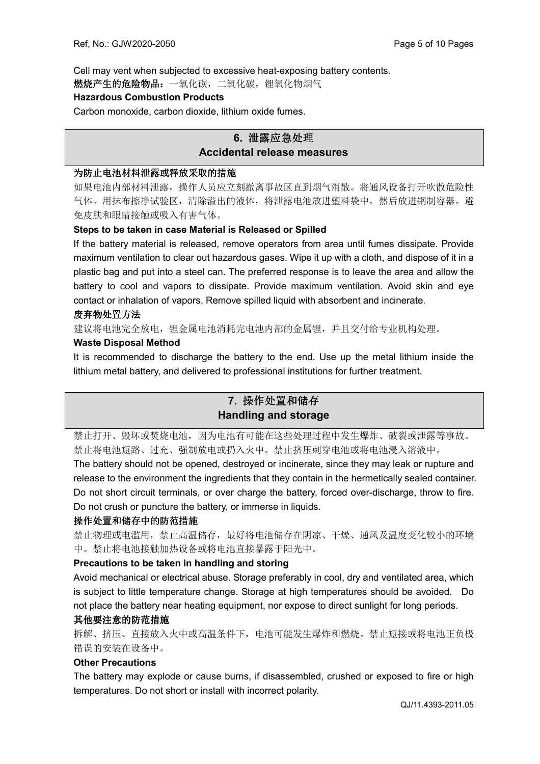Cell may vent when subjected to excessive heat-exposing battery contents.

**燃烧产生的危险物品：**一氧化碳，二氧化碳，锂氧化物烟气

**Hazardous Combustion Products**

Carbon monoxide, carbon dioxide, lithium oxide fumes.

## 6. 泄露应急处理 Accidental release measures

**为防止电池材料泄露或释放采取的措施**

如果电池内部材料泄露，操作人员应立刻撤离事故区直到烟气消散。将通风设备打开吹散危险性气体。用抹布擦净试验区，清除溢出的液体，将泄露电池放进塑料袋中，然后放进钢制容器。避免皮肤和眼睛接触或吸入有害气体。

**Steps to be taken in case Material is Released or Spilled**

If the battery material is released, remove operators from area until fumes dissipate. Provide maximum ventilation to clear out hazardous gases. Wipe it up with a cloth, and dispose of it in a plastic bag and put into a steel can. The preferred response is to leave the area and allow the battery to cool and vapors to dissipate. Provide maximum ventilation. Avoid skin and eye contact or inhalation of vapors. Remove spilled liquid with absorbent and incinerate.

**废弃物处置方法**

建议将电池完全放电，锂金属电池消耗完电池内部的金属锂，并且交付给专业机构处理。

**Waste Disposal Method**

It is recommended to discharge the battery to the end. Use up the metal lithium inside the lithium metal battery, and delivered to professional institutions for further treatment.

## 7. 操作处置和储存 Handling and storage

禁止打开、毁坏或焚烧电池，因为电池有可能在这些处理过程中发生爆炸、破裂或泄露等事故。禁止将电池短路、过充、强制放电或扔入火中。禁止挤压刺穿电池或将电池浸入溶液中。

The battery should not be opened, destroyed or incinerate, since they may leak or rupture and release to the environment the ingredients that they contain in the hermetically sealed container. Do not short circuit terminals, or over charge the battery, forced over-discharge, throw to fire. Do not crush or puncture the battery, or immerse in liquids.

**操作处置和储存中的防范措施**

禁止物理或电滥用，禁止高温储存，最好将电池储存在阴凉、干燥、通风及温度变化较小的环境中。禁止将电池接触加热设备或将电池直接暴露于阳光中。

**Precautions to be taken in handling and storing**

Avoid mechanical or electrical abuse. Storage preferably in cool, dry and ventilated area, which is subject to little temperature change. Storage at high temperatures should be avoided. Do not place the battery near heating equipment, nor expose to direct sunlight for long periods.

**其他要注意的防范措施**

拆解、挤压、直接放入火中或高温条件下，电池可能发生爆炸和燃烧。禁止短接或将电池正负极错误的安装在设备中。

**Other Precautions**

The battery may explode or cause burns, if disassembled, crushed or exposed to fire or high temperatures. Do not short or install with incorrect polarity.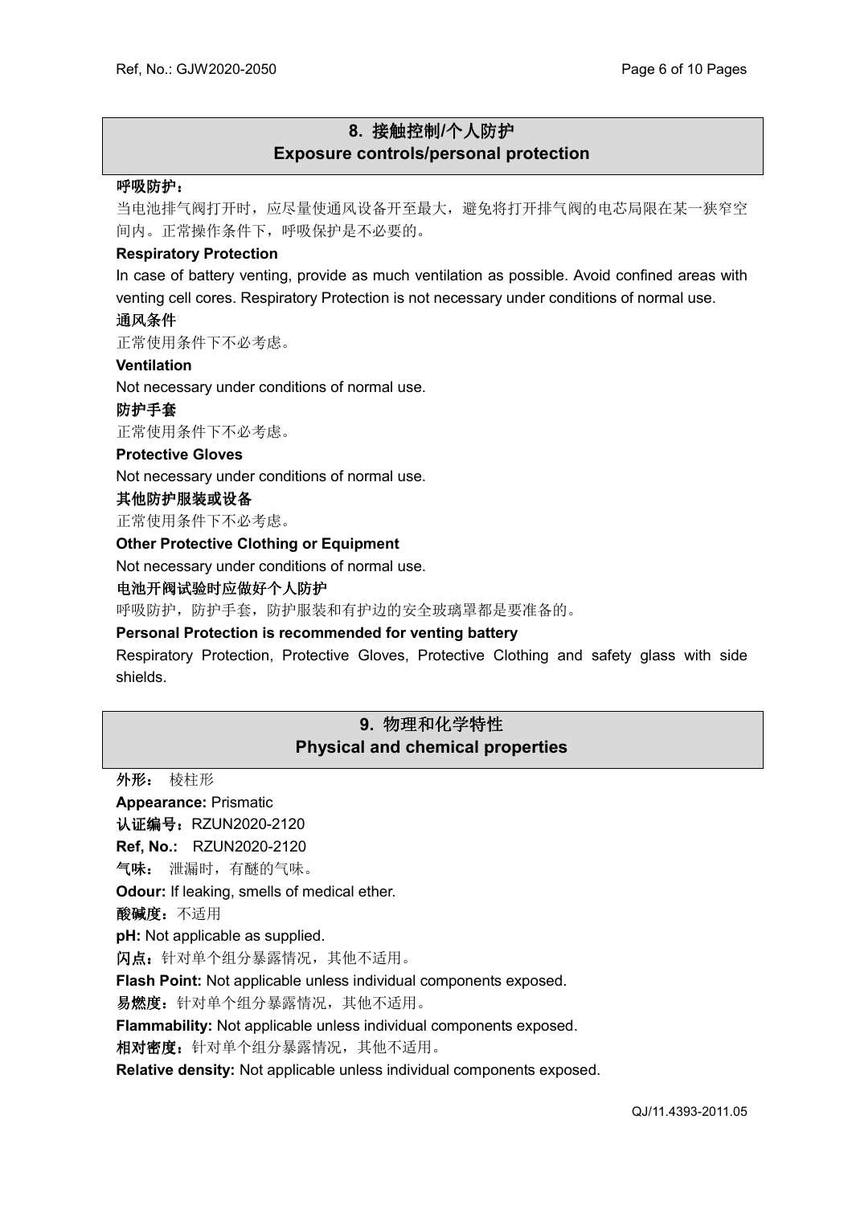## 8. 接触控制/个人防护
## Exposure controls/personal protection

**呼吸防护：**

当电池排气阀打开时，应尽量使通风设备开至最大，避免将打开排气阀的电芯局限在某一狭窄空间内。正常操作条件下，呼吸保护是不必要的。

**Respiratory Protection**

In case of battery venting, provide as much ventilation as possible. Avoid confined areas with venting cell cores. Respiratory Protection is not necessary under conditions of normal use.

**通风条件**

正常使用条件下不必考虑。

**Ventilation**

Not necessary under conditions of normal use.

**防护手套**

正常使用条件下不必考虑。

**Protective Gloves**

Not necessary under conditions of normal use.

**其他防护服装或设备**

正常使用条件下不必考虑。

**Other Protective Clothing or Equipment**

Not necessary under conditions of normal use.

**电池开阀试验时应做好个人防护**

呼吸防护，防护手套，防护服装和有护边的安全玻璃罩都是要准备的。

**Personal Protection is recommended for venting battery**

Respiratory Protection, Protective Gloves, Protective Clothing and safety glass with side shields.

## 9. 物理和化学特性
## Physical and chemical properties

**外形：** 棱柱形

**Appearance:** Prismatic

**认证编号：** RZUN2020-2120

**Ref, No.:** RZUN2020-2120

**气味：** 泄漏时，有醚的气味。

**Odour:** If leaking, smells of medical ether.

**酸碱度：** 不适用

**pH:** Not applicable as supplied.

**闪点：** 针对单个组分暴露情况，其他不适用。

**Flash Point:** Not applicable unless individual components exposed.

**易燃度：** 针对单个组分暴露情况，其他不适用。

**Flammability:** Not applicable unless individual components exposed.

**相对密度：** 针对单个组分暴露情况，其他不适用。

**Relative density:** Not applicable unless individual components exposed.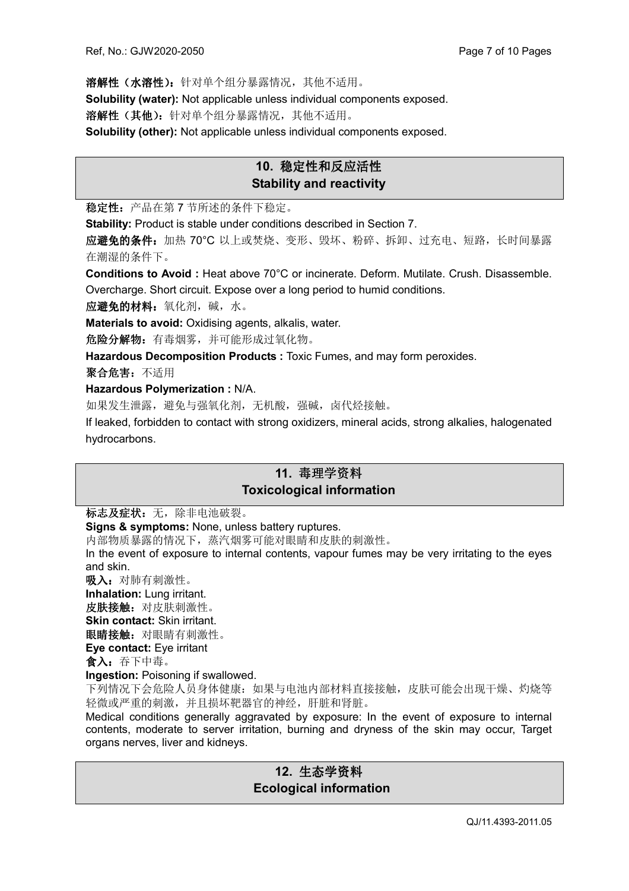**溶解性（水溶性）**：针对单个组分暴露情况，其他不适用。

**Solubility (water):** Not applicable unless individual components exposed.

**溶解性（其他）**：针对单个组分暴露情况，其他不适用。

**Solubility (other):** Not applicable unless individual components exposed.

## 10. 稳定性和反应活性 Stability and reactivity

**稳定性**：产品在第 7 节所述的条件下稳定。

**Stability:** Product is stable under conditions described in Section 7.

**应避免的条件**：加热 70°C 以上或焚烧、变形、毁坏、粉碎、拆卸、过充电、短路，长时间暴露在潮湿的条件下。

**Conditions to Avoid :** Heat above 70°C or incinerate. Deform. Mutilate. Crush. Disassemble. Overcharge. Short circuit. Expose over a long period to humid conditions.

**应避免的材料**：氧化剂，碱，水。

**Materials to avoid:** Oxidising agents, alkalis, water.

**危险分解物**：有毒烟雾，并可能形成过氧化物。

**Hazardous Decomposition Products :** Toxic Fumes, and may form peroxides.

**聚合危害**：不适用

**Hazardous Polymerization :** N/A.

如果发生泄露，避免与强氧化剂，无机酸，强碱，卤代烃接触。

If leaked, forbidden to contact with strong oxidizers, mineral acids, strong alkalies, halogenated hydrocarbons.

## 11. 毒理学资料 Toxicological information

**标志及症状**：无，除非电池破裂。

**Signs & symptoms:** None, unless battery ruptures.

内部物质暴露的情况下，蒸汽烟雾可能对眼睛和皮肤的刺激性。

In the event of exposure to internal contents, vapour fumes may be very irritating to the eyes and skin.

**吸入**：对肺有刺激性。

**Inhalation:** Lung irritant.

**皮肤接触**：对皮肤刺激性。

**Skin contact:** Skin irritant.

**眼睛接触**：对眼睛有刺激性。

**Eye contact:** Eye irritant

**食入**：吞下中毒。

**Ingestion:** Poisoning if swallowed.

下列情况下会危险人员身体健康：如果与电池内部材料直接接触，皮肤可能会出现干燥、灼烧等轻微或严重的刺激，并且损坏靶器官的神经，肝脏和肾脏。

Medical conditions generally aggravated by exposure: In the event of exposure to internal contents, moderate to server irritation, burning and dryness of the skin may occur, Target organs nerves, liver and kidneys.

## 12. 生态学资料 Ecological information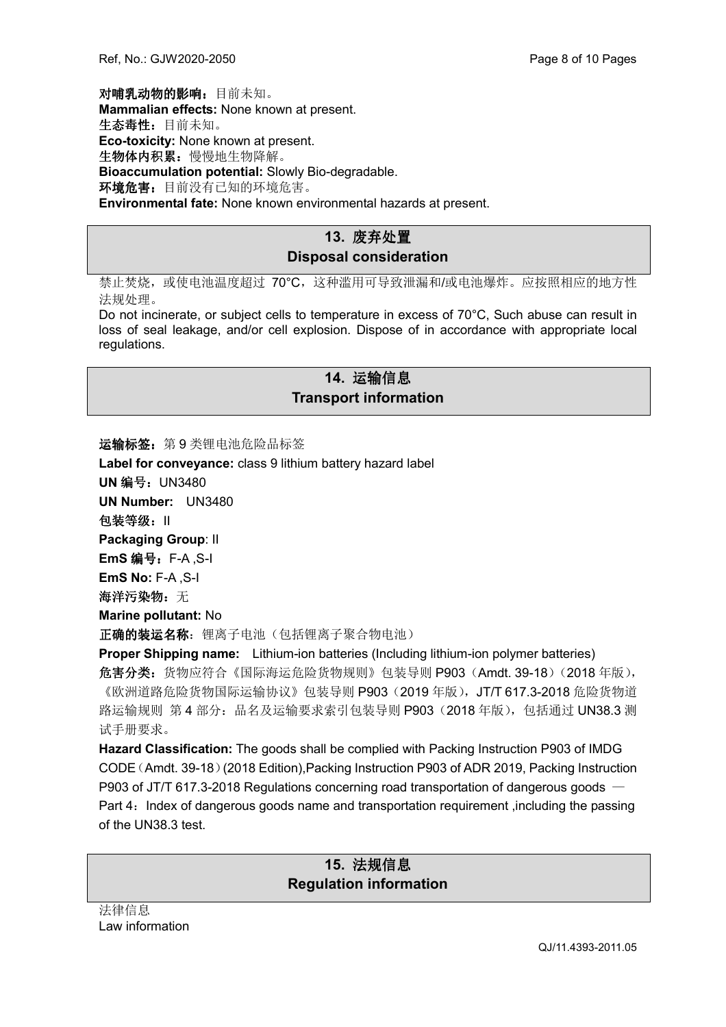**对哺乳动物的影响：**目前未知。

**Mammalian effects:** None known at present.

**生态毒性：**目前未知。

**Eco-toxicity:** None known at present.

**生物体内积累：**慢慢地生物降解。

**Bioaccumulation potential:** Slowly Bio-degradable.

**环境危害：**目前没有已知的环境危害。

**Environmental fate:** None known environmental hazards at present.

## 13. 废弃处置 Disposal consideration

禁止焚烧，或使电池温度超过 70°C，这种滥用可导致泄漏和/或电池爆炸。应按照相应的地方性法规处理。

Do not incinerate, or subject cells to temperature in excess of 70°C, Such abuse can result in loss of seal leakage, and/or cell explosion. Dispose of in accordance with appropriate local regulations.

## 14. 运输信息 Transport information

**运输标签：**第 9 类锂电池危险品标签

**Label for conveyance:** class 9 lithium battery hazard label

**UN 编号：**UN3480

**UN Number:** UN3480

**包装等级：**II

**Packaging Group**: II

**EmS 编号：**F-A ,S-I

**EmS No:** F-A ,S-I

**海洋污染物：**无

**Marine pollutant:** No

**正确的装运名称**：锂离子电池（包括锂离子聚合物电池）

**Proper Shipping name:** Lithium-ion batteries (Including lithium-ion polymer batteries)

**危害分类：**货物应符合《国际海运危险货物规则》包装导则 P903（Amdt. 39-18）（2018 年版），《欧洲道路危险货物国际运输协议》包装导则 P903（2019 年版），JT/T 617.3-2018 危险货物道路运输规则 第 4 部分：品名及运输要求索引包装导则 P903（2018 年版），包括通过 UN38.3 测试手册要求。

**Hazard Classification:** The goods shall be complied with Packing Instruction P903 of IMDG CODE（Amdt. 39-18）(2018 Edition),Packing Instruction P903 of ADR 2019, Packing Instruction P903 of JT/T 617.3-2018 Regulations concerning road transportation of dangerous goods — Part 4：Index of dangerous goods name and transportation requirement ,including the passing of the UN38.3 test.

## 15. 法规信息 Regulation information

法律信息

Law information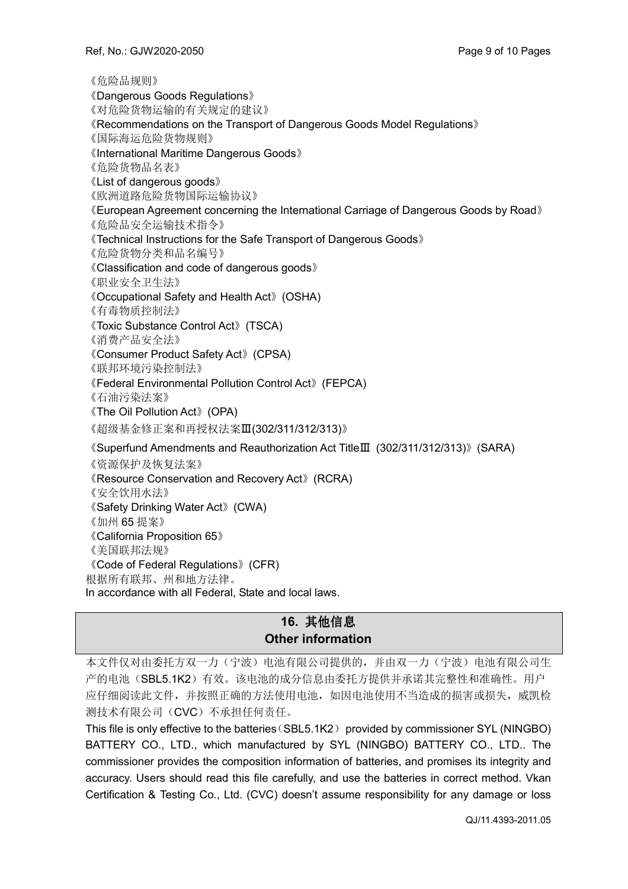《危险品规则》

《Dangerous Goods Regulations》

《对危险货物运输的有关规定的建议》

《Recommendations on the Transport of Dangerous Goods Model Regulations》

《国际海运危险货物规则》

《International Maritime Dangerous Goods》

《危险货物品名表》

《List of dangerous goods》

《欧洲道路危险货物国际运输协议》

《European Agreement concerning the International Carriage of Dangerous Goods by Road》

《危险品安全运输技术指令》

《Technical Instructions for the Safe Transport of Dangerous Goods》

《危险货物分类和品名编号》

《Classification and code of dangerous goods》

《职业安全卫生法》

《Occupational Safety and Health Act》(OSHA)

《有毒物质控制法》

《Toxic Substance Control Act》(TSCA)

《消费产品安全法》

《Consumer Product Safety Act》(CPSA)

《联邦环境污染控制法》

《Federal Environmental Pollution Control Act》(FEPCA)

《石油污染法案》

《The Oil Pollution Act》(OPA)

《超级基金修正案和再授权法案Ⅲ(302/311/312/313)》

《Superfund Amendments and Reauthorization Act TitleⅢ (302/311/312/313)》(SARA)

《资源保护及恢复法案》

《Resource Conservation and Recovery Act》(RCRA)

《安全饮用水法》

《Safety Drinking Water Act》(CWA)

《加州 65 提案》

《California Proposition 65》

《美国联邦法规》

《Code of Federal Regulations》(CFR)

根据所有联邦、州和地方法律。

In accordance with all Federal, State and local laws.

## 16. 其他信息 Other information

本文件仅对由委托方双一力（宁波）电池有限公司提供的，并由双一力（宁波）电池有限公司生产的电池（SBL5.1K2）有效。该电池的成分信息由委托方提供并承诺其完整性和准确性。用户应仔细阅读此文件，并按照正确的方法使用电池，如因电池使用不当造成的损害或损失，威凯检测技术有限公司（CVC）不承担任何责任。

This file is only effective to the batteries（SBL5.1K2） provided by commissioner SYL (NINGBO) BATTERY CO., LTD., which manufactured by SYL (NINGBO) BATTERY CO., LTD.. The commissioner provides the composition information of batteries, and promises its integrity and accuracy. Users should read this file carefully, and use the batteries in correct method. Vkan Certification & Testing Co., Ltd. (CVC) doesn't assume responsibility for any damage or loss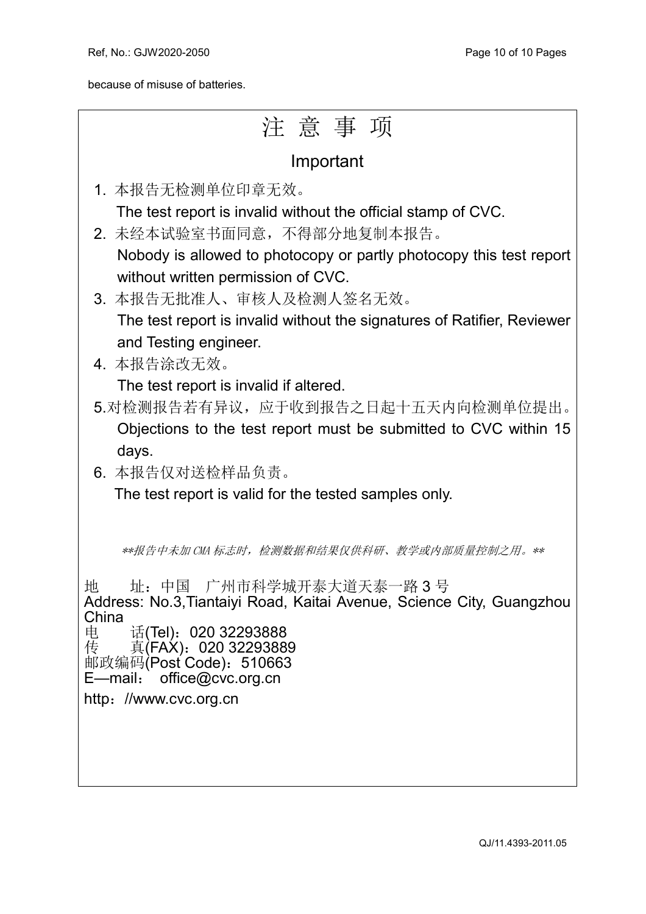because of misuse of batteries.

# 注 意 事 项

## Important

1. 本报告无检测单位印章无效。
   The test report is invalid without the official stamp of CVC.
2. 未经本试验室书面同意，不得部分地复制本报告。
   Nobody is allowed to photocopy or partly photocopy this test report without written permission of CVC.
3. 本报告无批准人、审核人及检测人签名无效。
   The test report is invalid without the signatures of Ratifier, Reviewer and Testing engineer.
4. 本报告涂改无效。
   The test report is invalid if altered.
5. 对检测报告若有异议，应于收到报告之日起十五天内向检测单位提出。
   Objections to the test report must be submitted to CVC within 15 days.
6. 本报告仅对送检样品负责。
   The test report is valid for the tested samples only.

*\*\*报告中未加 CMA 标志时，检测数据和结果仅供科研、教学或内部质量控制之用。\*\**

地　　址：中国　广州市科学城开泰大道天泰一路 3 号
Address: No.3,Tiantaiyi Road, Kaitai Avenue, Science City, Guangzhou China
电　　话(Tel)：020 32293888
传　　真(FAX)：020 32293889
邮政编码(Post Code)：510663
E—mail：　office@cvc.org.cn
http：//www.cvc.org.cn

QJ/11.4393-2011.05